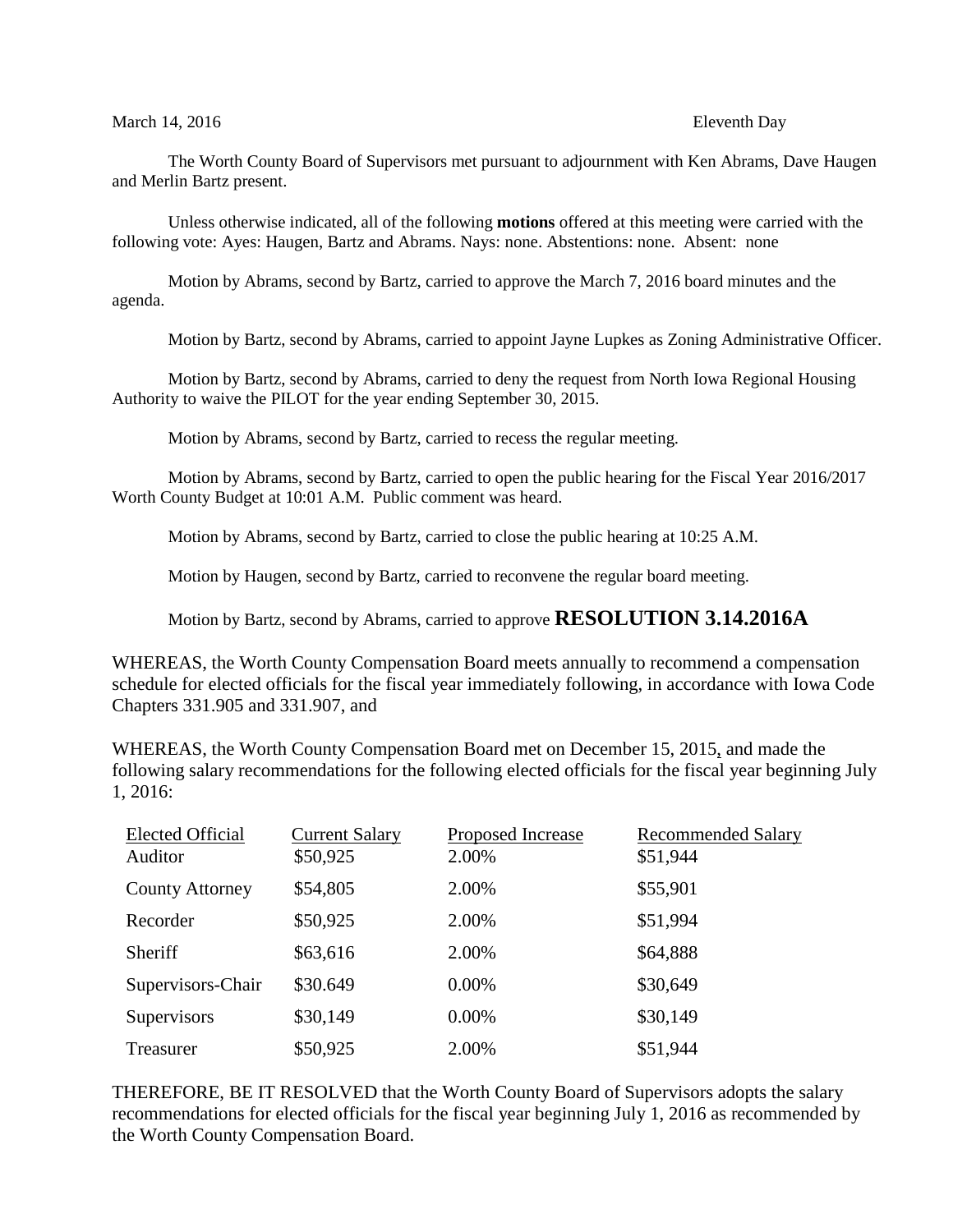March 14, 2016 Eleventh Day

The Worth County Board of Supervisors met pursuant to adjournment with Ken Abrams, Dave Haugen and Merlin Bartz present.

Unless otherwise indicated, all of the following **motions** offered at this meeting were carried with the following vote: Ayes: Haugen, Bartz and Abrams. Nays: none. Abstentions: none. Absent: none

Motion by Abrams, second by Bartz, carried to approve the March 7, 2016 board minutes and the agenda.

Motion by Bartz, second by Abrams, carried to appoint Jayne Lupkes as Zoning Administrative Officer.

Motion by Bartz, second by Abrams, carried to deny the request from North Iowa Regional Housing Authority to waive the PILOT for the year ending September 30, 2015.

Motion by Abrams, second by Bartz, carried to recess the regular meeting.

Motion by Abrams, second by Bartz, carried to open the public hearing for the Fiscal Year 2016/2017 Worth County Budget at 10:01 A.M. Public comment was heard.

Motion by Abrams, second by Bartz, carried to close the public hearing at 10:25 A.M.

Motion by Haugen, second by Bartz, carried to reconvene the regular board meeting.

Motion by Bartz, second by Abrams, carried to approve **RESOLUTION 3.14.2016A**

WHEREAS, the Worth County Compensation Board meets annually to recommend a compensation schedule for elected officials for the fiscal year immediately following, in accordance with Iowa Code Chapters 331.905 and 331.907, and

WHEREAS, the Worth County Compensation Board met on December 15, 2015, and made the following salary recommendations for the following elected officials for the fiscal year beginning July 1, 2016:

| Elected Official | Current Salary | Proposed Increase | Recommended Salary |
|---|---|---|---|
| Auditor | $50,925 | 2.00% | $51,944 |
| County Attorney | $54,805 | 2.00% | $55,901 |
| Recorder | $50,925 | 2.00% | $51,994 |
| Sheriff | $63,616 | 2.00% | $64,888 |
| Supervisors-Chair | $30.649 | 0.00% | $30,649 |
| Supervisors | $30,149 | 0.00% | $30,149 |
| Treasurer | $50,925 | 2.00% | $51,944 |

THEREFORE, BE IT RESOLVED that the Worth County Board of Supervisors adopts the salary recommendations for elected officials for the fiscal year beginning July 1, 2016 as recommended by the Worth County Compensation Board.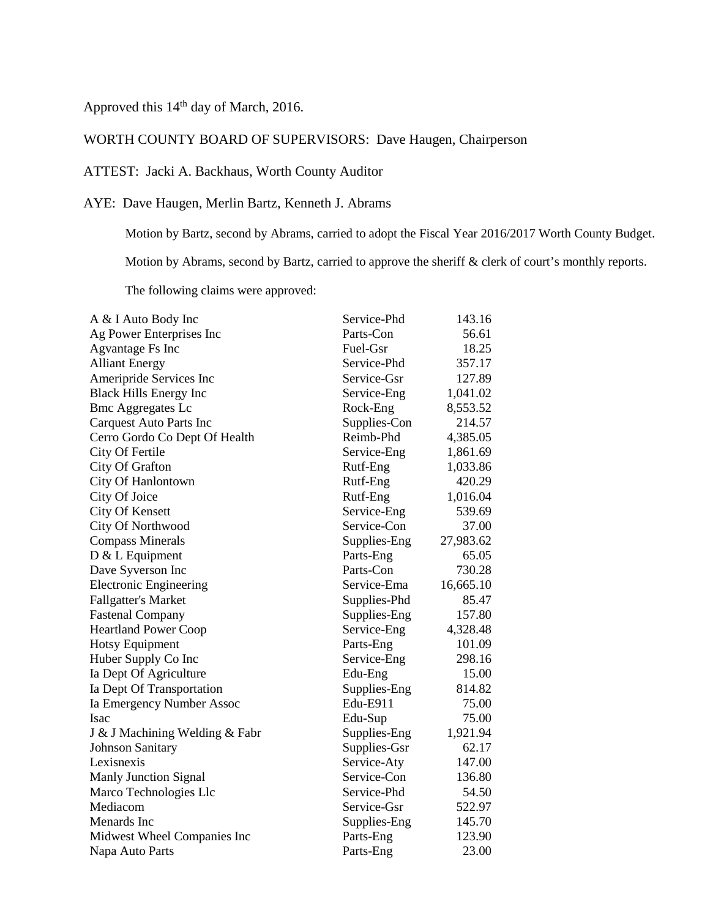Approved this 14th day of March, 2016.

WORTH COUNTY BOARD OF SUPERVISORS: Dave Haugen, Chairperson

ATTEST: Jacki A. Backhaus, Worth County Auditor

AYE: Dave Haugen, Merlin Bartz, Kenneth J. Abrams

Motion by Bartz, second by Abrams, carried to adopt the Fiscal Year 2016/2017 Worth County Budget.

Motion by Abrams, second by Bartz, carried to approve the sheriff & clerk of court's monthly reports.

The following claims were approved:

| | | |
|---|---|---|
| A & I Auto Body Inc | Service-Phd | 143.16 |
| Ag Power Enterprises Inc | Parts-Con | 56.61 |
| Agvantage Fs Inc | Fuel-Gsr | 18.25 |
| Alliant Energy | Service-Phd | 357.17 |
| Ameripride Services Inc | Service-Gsr | 127.89 |
| Black Hills Energy Inc | Service-Eng | 1,041.02 |
| Bmc Aggregates Lc | Rock-Eng | 8,553.52 |
| Carquest Auto Parts Inc | Supplies-Con | 214.57 |
| Cerro Gordo Co Dept Of Health | Reimb-Phd | 4,385.05 |
| City Of Fertile | Service-Eng | 1,861.69 |
| City Of Grafton | Rutf-Eng | 1,033.86 |
| City Of Hanlontown | Rutf-Eng | 420.29 |
| City Of Joice | Rutf-Eng | 1,016.04 |
| City Of Kensett | Service-Eng | 539.69 |
| City Of Northwood | Service-Con | 37.00 |
| Compass Minerals | Supplies-Eng | 27,983.62 |
| D & L Equipment | Parts-Eng | 65.05 |
| Dave Syverson Inc | Parts-Con | 730.28 |
| Electronic Engineering | Service-Ema | 16,665.10 |
| Fallgatter's Market | Supplies-Phd | 85.47 |
| Fastenal Company | Supplies-Eng | 157.80 |
| Heartland Power Coop | Service-Eng | 4,328.48 |
| Hotsy Equipment | Parts-Eng | 101.09 |
| Huber Supply Co Inc | Service-Eng | 298.16 |
| Ia Dept Of Agriculture | Edu-Eng | 15.00 |
| Ia Dept Of Transportation | Supplies-Eng | 814.82 |
| Ia Emergency Number Assoc | Edu-E911 | 75.00 |
| Isac | Edu-Sup | 75.00 |
| J & J Machining Welding & Fabr | Supplies-Eng | 1,921.94 |
| Johnson Sanitary | Supplies-Gsr | 62.17 |
| Lexisnexis | Service-Aty | 147.00 |
| Manly Junction Signal | Service-Con | 136.80 |
| Marco Technologies Llc | Service-Phd | 54.50 |
| Mediacom | Service-Gsr | 522.97 |
| Menards Inc | Supplies-Eng | 145.70 |
| Midwest Wheel Companies Inc | Parts-Eng | 123.90 |
| Napa Auto Parts | Parts-Eng | 23.00 |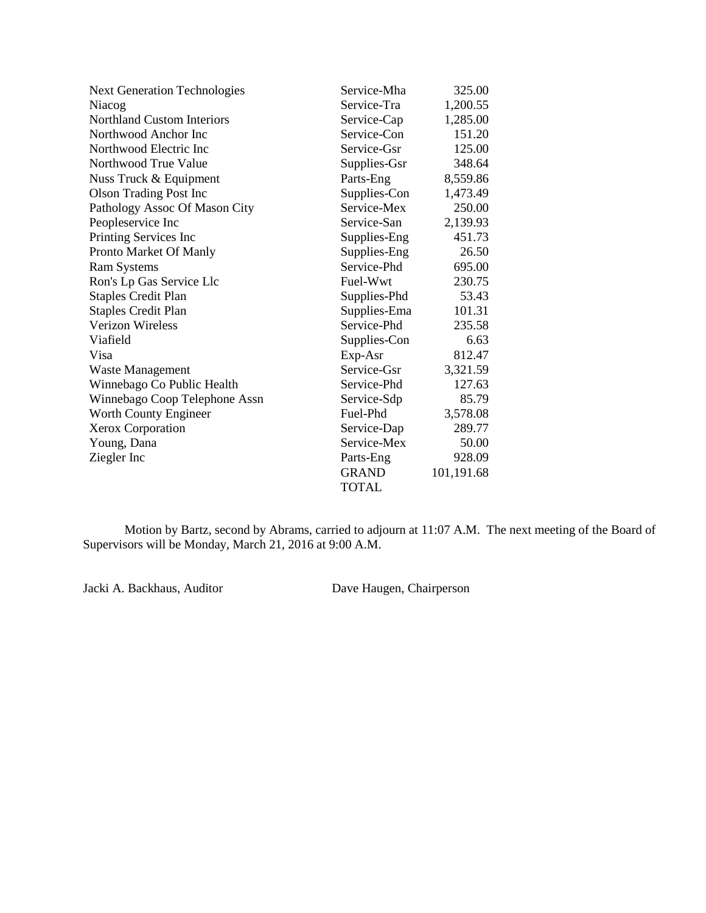| | | |
|---|---|---|
| Next Generation Technologies | Service-Mha | 325.00 |
| Niacog | Service-Tra | 1,200.55 |
| Northland Custom Interiors | Service-Cap | 1,285.00 |
| Northwood Anchor Inc | Service-Con | 151.20 |
| Northwood Electric Inc | Service-Gsr | 125.00 |
| Northwood True Value | Supplies-Gsr | 348.64 |
| Nuss Truck & Equipment | Parts-Eng | 8,559.86 |
| Olson Trading Post Inc | Supplies-Con | 1,473.49 |
| Pathology Assoc Of Mason City | Service-Mex | 250.00 |
| Peopleservice Inc | Service-San | 2,139.93 |
| Printing Services Inc | Supplies-Eng | 451.73 |
| Pronto Market Of Manly | Supplies-Eng | 26.50 |
| Ram Systems | Service-Phd | 695.00 |
| Ron's Lp Gas Service Llc | Fuel-Wwt | 230.75 |
| Staples Credit Plan | Supplies-Phd | 53.43 |
| Staples Credit Plan | Supplies-Ema | 101.31 |
| Verizon Wireless | Service-Phd | 235.58 |
| Viafield | Supplies-Con | 6.63 |
| Visa | Exp-Asr | 812.47 |
| Waste Management | Service-Gsr | 3,321.59 |
| Winnebago Co Public Health | Service-Phd | 127.63 |
| Winnebago Coop Telephone Assn | Service-Sdp | 85.79 |
| Worth County Engineer | Fuel-Phd | 3,578.08 |
| Xerox Corporation | Service-Dap | 289.77 |
| Young, Dana | Service-Mex | 50.00 |
| Ziegler Inc | Parts-Eng | 928.09 |
| | GRAND TOTAL | 101,191.68 |

Motion by Bartz, second by Abrams, carried to adjourn at 11:07 A.M. The next meeting of the Board of Supervisors will be Monday, March 21, 2016 at 9:00 A.M.

Jacki A. Backhaus, Auditor Dave Haugen, Chairperson